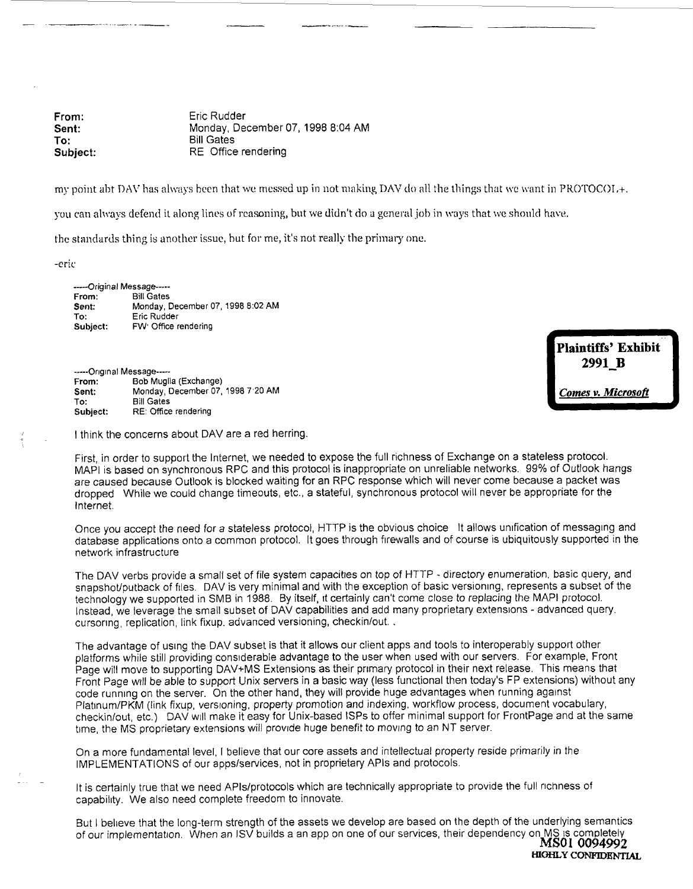**From:** Eric Rudder
**Sent:** Monday, December 07, 1998 8:04 AM
**To:** Bill Gates
**Subject:** RE Office rendering

my point abt DAV has always been that we messed up in not making DAV do all the things that we want in PROTOCOL+.

you can always defend it along lines of reasoning, but we didn't do a general job in ways that we should have.

the standards thing is another issue, but for me, it's not really the primary one.

-eric

-----Original Message-----
**From:** Bill Gates
**Sent:** Monday, December 07, 1998 8:02 AM
**To:** Eric Rudder
**Subject:** FW' Office rendering

**Plaintiffs' Exhibit 2991_B**

***Comes v. Microsoft***

-----Original Message-----
**From:** Bob Muglia (Exchange)
**Sent:** Monday, December 07, 1998 7:20 AM
**To:** Bill Gates
**Subject:** RE: Office rendering

I think the concerns about DAV are a red herring.

First, in order to support the Internet, we needed to expose the full richness of Exchange on a stateless protocol. MAPI is based on synchronous RPC and this protocol is inappropriate on unreliable networks. 99% of Outlook hangs are caused because Outlook is blocked waiting for an RPC response which will never come because a packet was dropped While we could change timeouts, etc., a stateful, synchronous protocol will never be appropriate for the Internet.

Once you accept the need for a stateless protocol, HTTP is the obvious choice It allows unification of messaging and database applications onto a common protocol. It goes through firewalls and of course is ubiquitously supported in the network infrastructure

The DAV verbs provide a small set of file system capacities on top of HTTP - directory enumeration, basic query, and snapshot/putback of files. DAV is very minimal and with the exception of basic versioning, represents a subset of the technology we supported in SMB in 1988. By itself, it certainly can't come close to replacing the MAPI protocol. Instead, we leverage the small subset of DAV capabilities and add many proprietary extensions - advanced query, cursoring, replication, link fixup, advanced versioning, checkin/out. .

The advantage of using the DAV subset is that it allows our client apps and tools to interoperably support other platforms while still providing considerable advantage to the user when used with our servers. For example, Front Page will move to supporting DAV+MS Extensions as their primary protocol in their next release. This means that Front Page will be able to support Unix servers in a basic way (less functional then today's FP extensions) without any code running on the server. On the other hand, they will provide huge advantages when running against Platinum/PKM (link fixup, versioning, property promotion and indexing, workflow process, document vocabulary, checkin/out, etc.) DAV will make it easy for Unix-based ISPs to offer minimal support for FrontPage and at the same time, the MS proprietary extensions will provide huge benefit to moving to an NT server.

On a more fundamental level, I believe that our core assets and intellectual property reside primarily in the IMPLEMENTATIONS of our apps/services, not in proprietary APIs and protocols.

It is certainly true that we need APIs/protocols which are technically appropriate to provide the full richness of capability. We also need complete freedom to innovate.

But I believe that the long-term strength of the assets we develop are based on the depth of the underlying semantics of our implementation. When an ISV builds a an app on one of our services, their dependency on MS is completely

MS01 0094992

HIGHLY CONFIDENTIAL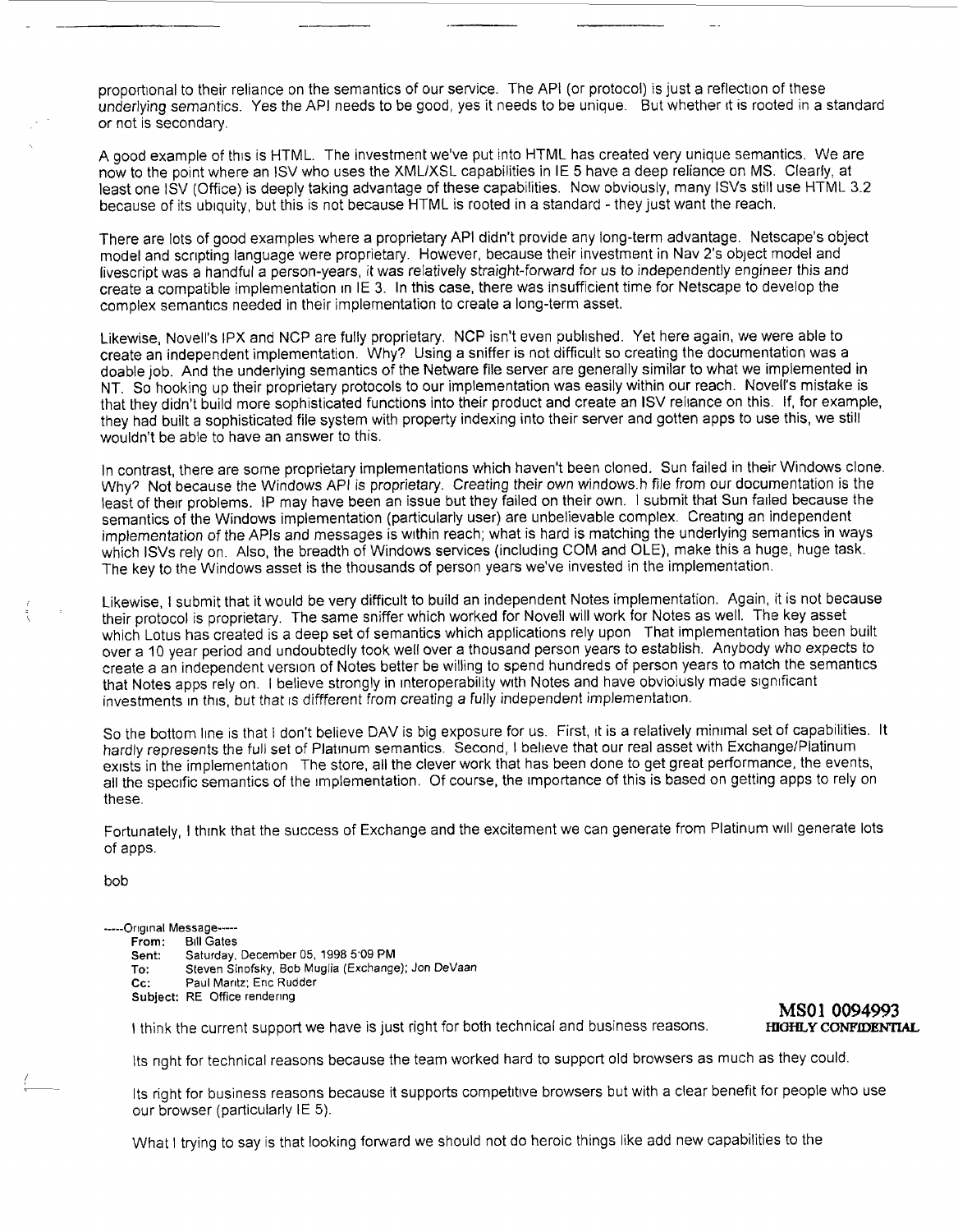proportional to their reliance on the semantics of our service. The API (or protocol) is just a reflection of these underlying semantics. Yes the API needs to be good, yes it needs to be unique. But whether it is rooted in a standard or not is secondary.

A good example of this is HTML. The investment we've put into HTML has created very unique semantics. We are now to the point where an ISV who uses the XML/XSL capabilities in IE 5 have a deep reliance on MS. Clearly, at least one ISV (Office) is deeply taking advantage of these capabilities. Now obviously, many ISVs still use HTML 3.2 because of its ubiquity, but this is not because HTML is rooted in a standard - they just want the reach.

There are lots of good examples where a proprietary API didn't provide any long-term advantage. Netscape's object model and scripting language were proprietary. However, because their investment in Nav 2's object model and livescript was a handful a person-years, it was relatively straight-forward for us to independently engineer this and create a compatible implementation in IE 3. In this case, there was insufficient time for Netscape to develop the complex semantics needed in their implementation to create a long-term asset.

Likewise, Novell's IPX and NCP are fully proprietary. NCP isn't even published. Yet here again, we were able to create an independent implementation. Why? Using a sniffer is not difficult so creating the documentation was a doable job. And the underlying semantics of the Netware file server are generally similar to what we implemented in NT. So hooking up their proprietary protocols to our implementation was easily within our reach. Novell's mistake is that they didn't build more sophisticated functions into their product and create an ISV reliance on this. If, for example, they had built a sophisticated file system with property indexing into their server and gotten apps to use this, we still wouldn't be able to have an answer to this.

In contrast, there are some proprietary implementations which haven't been cloned. Sun failed in their Windows clone. Why? Not because the Windows API is proprietary. Creating their own windows.h file from our documentation is the least of their problems. IP may have been an issue but they failed on their own. I submit that Sun failed because the semantics of the Windows implementation (particularly user) are unbelievable complex. Creating an independent implementation of the APIs and messages is within reach; what is hard is matching the underlying semantics in ways which ISVs rely on. Also, the breadth of Windows services (including COM and OLE), make this a huge, huge task. The key to the Windows asset is the thousands of person years we've invested in the implementation.

Likewise, I submit that it would be very difficult to build an independent Notes implementation. Again, it is not because their protocol is proprietary. The same sniffer which worked for Novell will work for Notes as well. The key asset which Lotus has created is a deep set of semantics which applications rely upon That implementation has been built over a 10 year period and undoubtedly took well over a thousand person years to establish. Anybody who expects to create a an independent version of Notes better be willing to spend hundreds of person years to match the semantics that Notes apps rely on. I believe strongly in interoperability with Notes and have obvioiusly made significant investments in this, but that is diffferent from creating a fully independent implementation.

So the bottom line is that I don't believe DAV is big exposure for us. First, it is a relatively minimal set of capabilities. It hardly represents the full set of Platinum semantics. Second, I believe that our real asset with Exchange/Platinum exists in the implementation The store, all the clever work that has been done to get great performance, the events, all the specific semantics of the implementation. Of course, the importance of this is based on getting apps to rely on these.

Fortunately, I think that the success of Exchange and the excitement we can generate from Platinum will generate lots of apps.

bob

-----Original Message-----
**From:** Bill Gates
**Sent:** Saturday, December 05, 1998 5:09 PM
**To:** Steven Sinofsky, Bob Muglia (Exchange); Jon DeVaan
**Cc:** Paul Maritz; Eric Rudder
**Subject:** RE Office rendering

I think the current support we have is just right for both technical and business reasons.

MS01 0094993
HIGHLY CONFIDENTIAL

Its right for technical reasons because the team worked hard to support old browsers as much as they could.

Its right for business reasons because it supports competitive browsers but with a clear benefit for people who use our browser (particularly IE 5).

What I trying to say is that looking forward we should not do heroic things like add new capabilities to the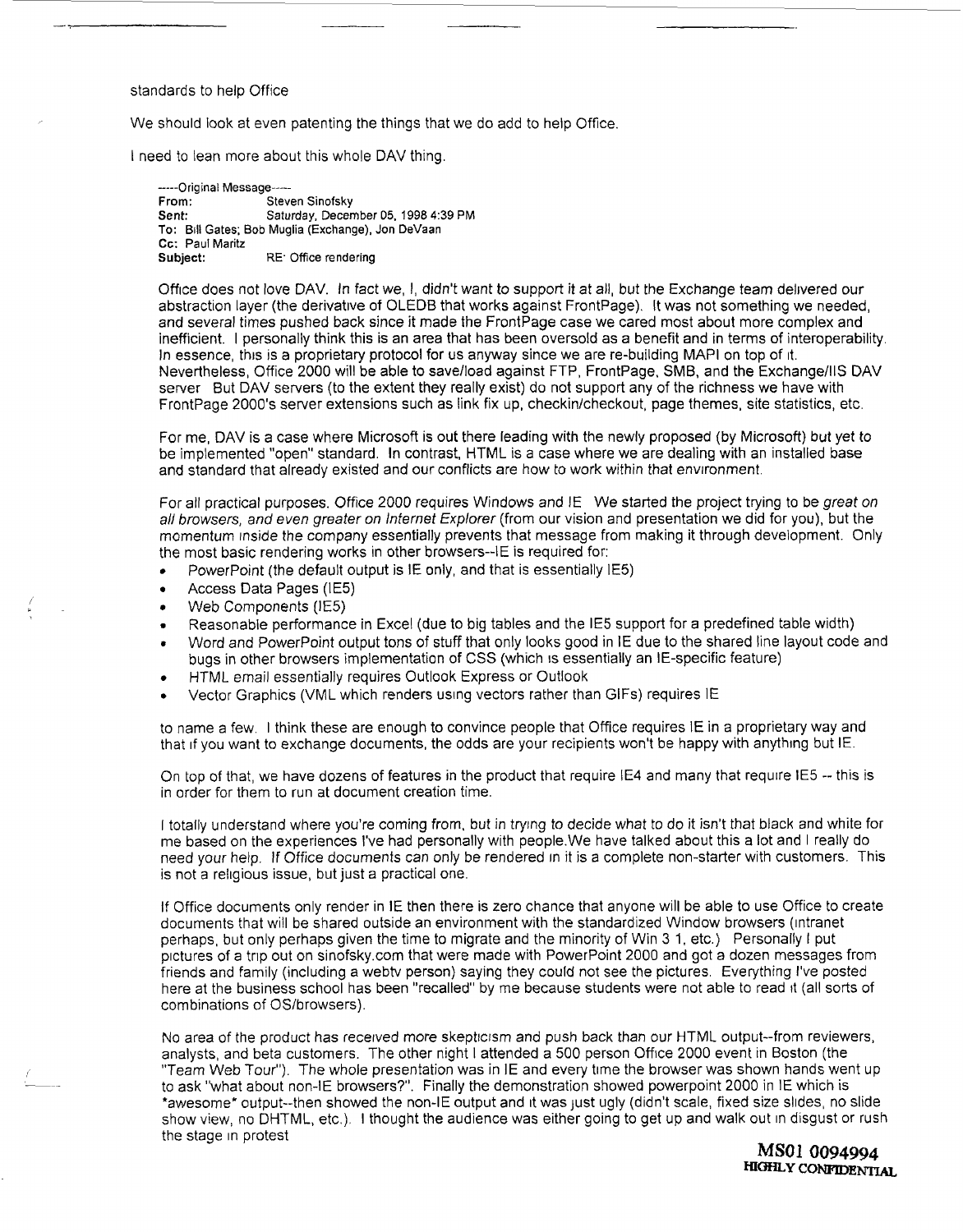standards to help Office

We should look at even patenting the things that we do add to help Office.

I need to lean more about this whole DAV thing.

> -----Original Message-----
> **From:** Steven Sinofsky
> **Sent:** Saturday, December 05, 1998 4:39 PM
> **To:** Bill Gates; Bob Muglia (Exchange), Jon DeVaan
> **Cc:** Paul Maritz
> **Subject:** RE: Office rendering
>
> Office does not love DAV. In fact we, I, didn't want to support it at all, but the Exchange team delivered our abstraction layer (the derivative of OLEDB that works against FrontPage). It was not something we needed, and several times pushed back since it made the FrontPage case we cared most about more complex and inefficient. I personally think this is an area that has been oversold as a benefit and in terms of interoperability. In essence, this is a proprietary protocol for us anyway since we are re-building MAPI on top of it. Nevertheless, Office 2000 will be able to save/load against FTP, FrontPage, SMB, and the Exchange/IIS DAV server But DAV servers (to the extent they really exist) do not support any of the richness we have with FrontPage 2000's server extensions such as link fix up, checkin/checkout, page themes, site statistics, etc.
>
> For me, DAV is a case where Microsoft is out there leading with the newly proposed (by Microsoft) but yet to be implemented "open" standard. In contrast, HTML is a case where we are dealing with an installed base and standard that already existed and our conflicts are how to work within that environment.
>
> For all practical purposes. Office 2000 requires Windows and IE We started the project trying to be *great on all browsers, and even greater on Internet Explorer* (from our vision and presentation we did for you), but the momentum inside the company essentially prevents that message from making it through development. Only the most basic rendering works in other browsers--IE is required for:
>
> - PowerPoint (the default output is IE only, and that is essentially IE5)
> - Access Data Pages (IE5)
> - Web Components (IE5)
> - Reasonable performance in Excel (due to big tables and the IE5 support for a predefined table width)
> - Word and PowerPoint output tons of stuff that only looks good in IE due to the shared line layout code and bugs in other browsers implementation of CSS (which is essentially an IE-specific feature)
> - HTML email essentially requires Outlook Express or Outlook
> - Vector Graphics (VML which renders using vectors rather than GIFs) requires IE
>
> to name a few. I think these are enough to convince people that Office requires IE in a proprietary way and that if you want to exchange documents, the odds are your recipients won't be happy with anything but IE.
>
> On top of that, we have dozens of features in the product that require IE4 and many that require IE5 -- this is in order for them to run at document creation time.
>
> I totally understand where you're coming from, but in trying to decide what to do it isn't that black and white for me based on the experiences I've had personally with people.We have talked about this a lot and I really do need your help. If Office documents can only be rendered in it is a complete non-starter with customers. This is not a religious issue, but just a practical one.
>
> If Office documents only render in IE then there is zero chance that anyone will be able to use Office to create documents that will be shared outside an environment with the standardized Window browsers (intranet perhaps, but only perhaps given the time to migrate and the minority of Win 3 1, etc.) Personally I put pictures of a trip out on sinofsky.com that were made with PowerPoint 2000 and got a dozen messages from friends and family (including a webtv person) saying they could not see the pictures. Everything I've posted here at the business school has been "recalled" by me because students were not able to read it (all sorts of combinations of OS/browsers).
>
> No area of the product has received more skepticism and push back than our HTML output--from reviewers, analysts, and beta customers. The other night I attended a 500 person Office 2000 event in Boston (the "Team Web Tour"). The whole presentation was in IE and every time the browser was shown hands went up to ask "what about non-IE browsers?". Finally the demonstration showed powerpoint 2000 in IE which is *awesome* output--then showed the non-IE output and it was just ugly (didn't scale, fixed size slides, no slide show view, no DHTML, etc.). I thought the audience was either going to get up and walk out in disgust or rush the stage in protest

MS01 0094994
HIGHLY CONFIDENTIAL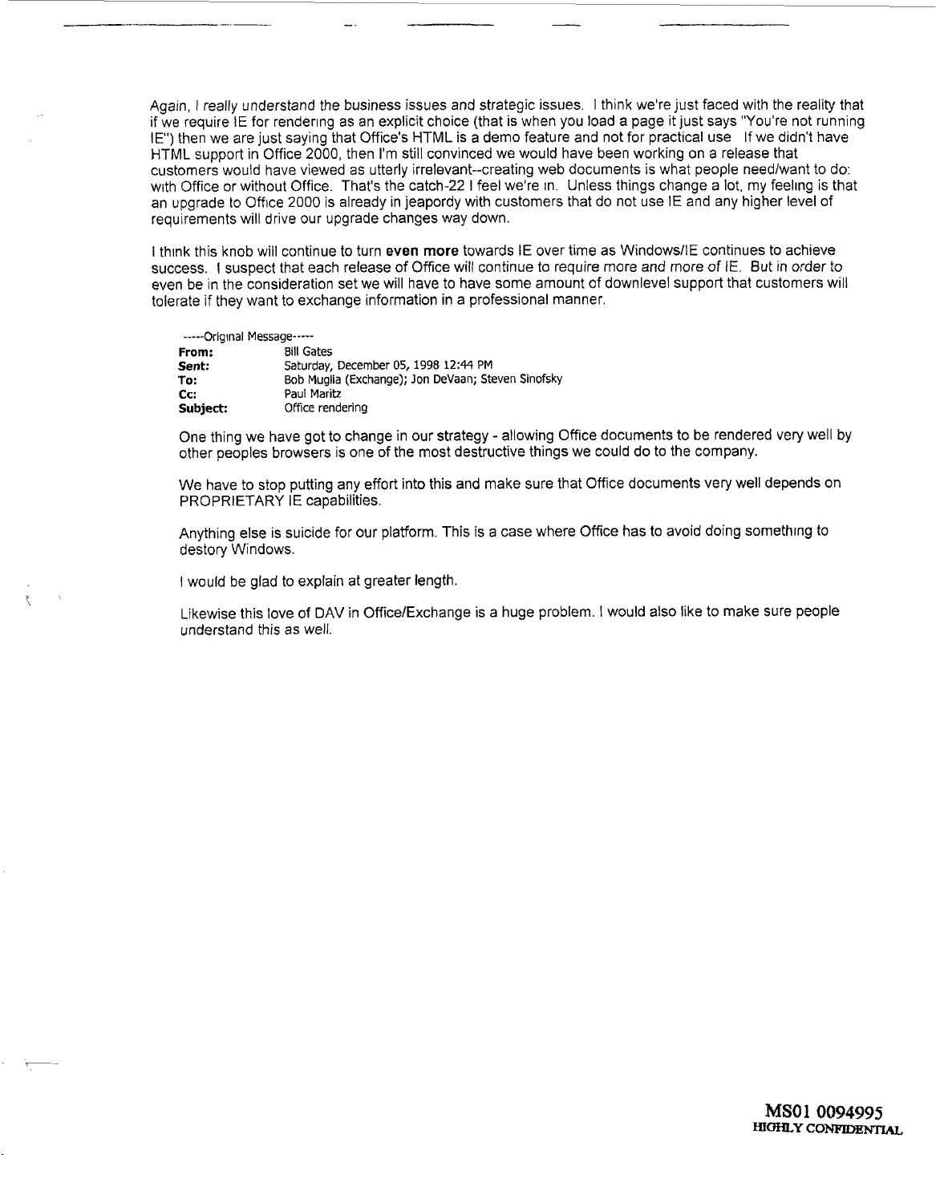Again, I really understand the business issues and strategic issues. I think we're just faced with the reality that if we require IE for rendering as an explicit choice (that is when you load a page it just says "You're not running IE") then we are just saying that Office's HTML is a demo feature and not for practical use If we didn't have HTML support in Office 2000, then I'm still convinced we would have been working on a release that customers would have viewed as utterly irrelevant--creating web documents is what people need/want to do: with Office or without Office. That's the catch-22 I feel we're in. Unless things change a lot, my feeling is that an upgrade to Office 2000 is already in jeapordy with customers that do not use IE and any higher level of requirements will drive our upgrade changes way down.

I think this knob will continue to turn **even more** towards IE over time as Windows/IE continues to achieve success. I suspect that each release of Office will continue to require more and more of IE. But in order to even be in the consideration set we will have to have some amount of downlevel support that customers will tolerate if they want to exchange information in a professional manner.

-----Original Message-----
**From:** Bill Gates
**Sent:** Saturday, December 05, 1998 12:44 PM
**To:** Bob Muglia (Exchange); Jon DeVaan; Steven Sinofsky
**Cc:** Paul Maritz
**Subject:** Office rendering

One thing we have got to change in our strategy - allowing Office documents to be rendered very well by other peoples browsers is one of the most destructive things we could do to the company.

We have to stop putting any effort into this and make sure that Office documents very well depends on PROPRIETARY IE capabilities.

Anything else is suicide for our platform. This is a case where Office has to avoid doing something to destory Windows.

I would be glad to explain at greater length.

Likewise this love of DAV in Office/Exchange is a huge problem. I would also like to make sure people understand this as well.

**MS01 0094995**
**HIGHLY CONFIDENTIAL**